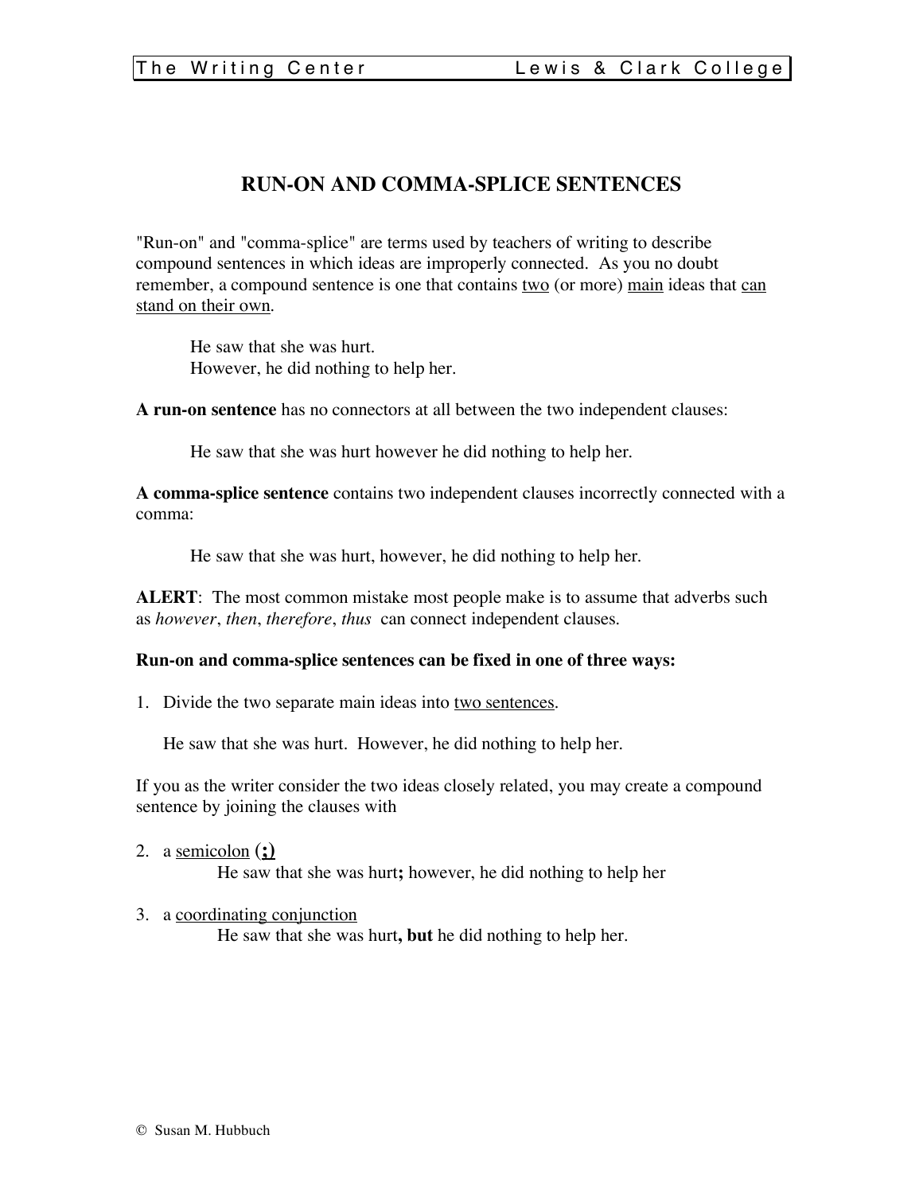# RUN-ON AND COMMA-SPLICE SENTENCES

"Run-on" and "comma-splice" are terms used by teachers of writing to describe compound sentences in which ideas are improperly connected. As you no doubt remember, a compound sentence is one that contains <u>two</u> (or more) <u>main</u> ideas that <u>can stand on their own</u>.

> He saw that she was hurt.
> However, he did nothing to help her.

**A run-on sentence** has no connectors at all between the two independent clauses:

> He saw that she was hurt however he did nothing to help her.

**A comma-splice sentence** contains two independent clauses incorrectly connected with a comma:

> He saw that she was hurt, however, he did nothing to help her.

**ALERT**: The most common mistake most people make is to assume that adverbs such as *however*, *then*, *therefore*, *thus* can connect independent clauses.

**Run-on and comma-splice sentences can be fixed in one of three ways:**

1. Divide the two separate main ideas into <u>two sentences</u>.

   He saw that she was hurt. However, he did nothing to help her.

If you as the writer consider the two ideas closely related, you may create a compound sentence by joining the clauses with

2. a <u>semicolon</u> **(;)**

   He saw that she was hurt**;** however, he did nothing to help her

3. a <u>coordinating conjunction</u>

   He saw that she was hurt**, but** he did nothing to help her.

© Susan M. Hubbuch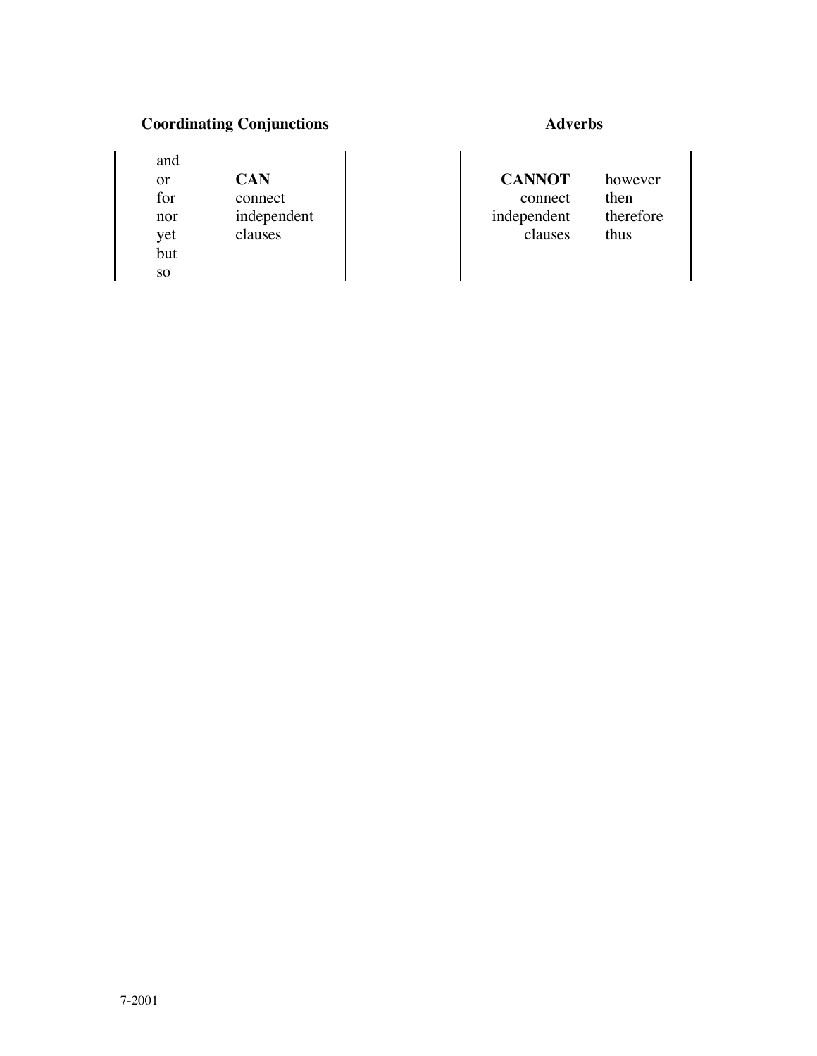**Coordinating Conjunctions**

| | |
|---|---|
| and | |
| or | **CAN** |
| for | connect |
| nor | independent |
| yet | clauses |
| but | |
| so | |

**Adverbs**

| | |
|---|---|
| **CANNOT** | however |
| connect | then |
| independent | therefore |
| clauses | thus |

7-2001